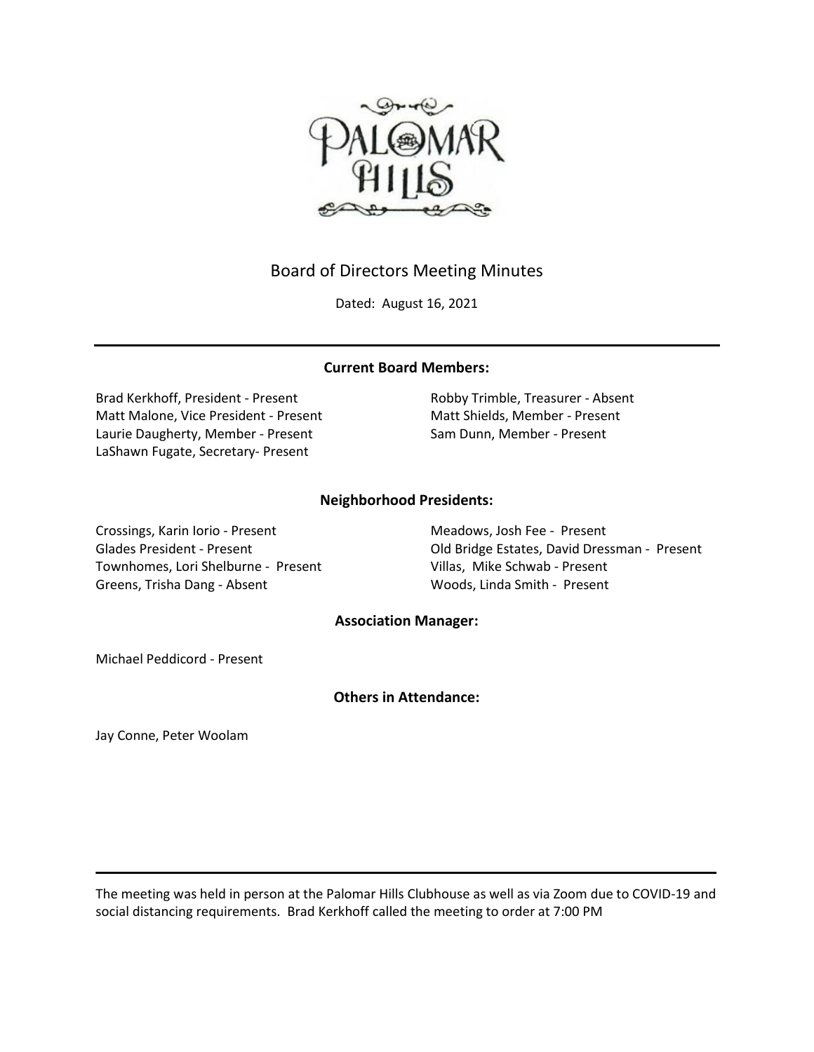PALOMAR HILLS

# Board of Directors Meeting Minutes

Dated: August 16, 2021

---

**Current Board Members:**

Brad Kerkhoff, President - Present
Matt Malone, Vice President - Present
Laurie Daugherty, Member - Present
LaShawn Fugate, Secretary- Present
Robby Trimble, Treasurer - Absent
Matt Shields, Member - Present
Sam Dunn, Member - Present

**Neighborhood Presidents:**

Crossings, Karin Iorio - Present
Glades President - Present
Townhomes, Lori Shelburne - Present
Greens, Trisha Dang - Absent
Meadows, Josh Fee - Present
Old Bridge Estates, David Dressman - Present
Villas, Mike Schwab - Present
Woods, Linda Smith - Present

**Association Manager:**

Michael Peddicord - Present

**Others in Attendance:**

Jay Conne, Peter Woolam

---

The meeting was held in person at the Palomar Hills Clubhouse as well as via Zoom due to COVID-19 and social distancing requirements. Brad Kerkhoff called the meeting to order at 7:00 PM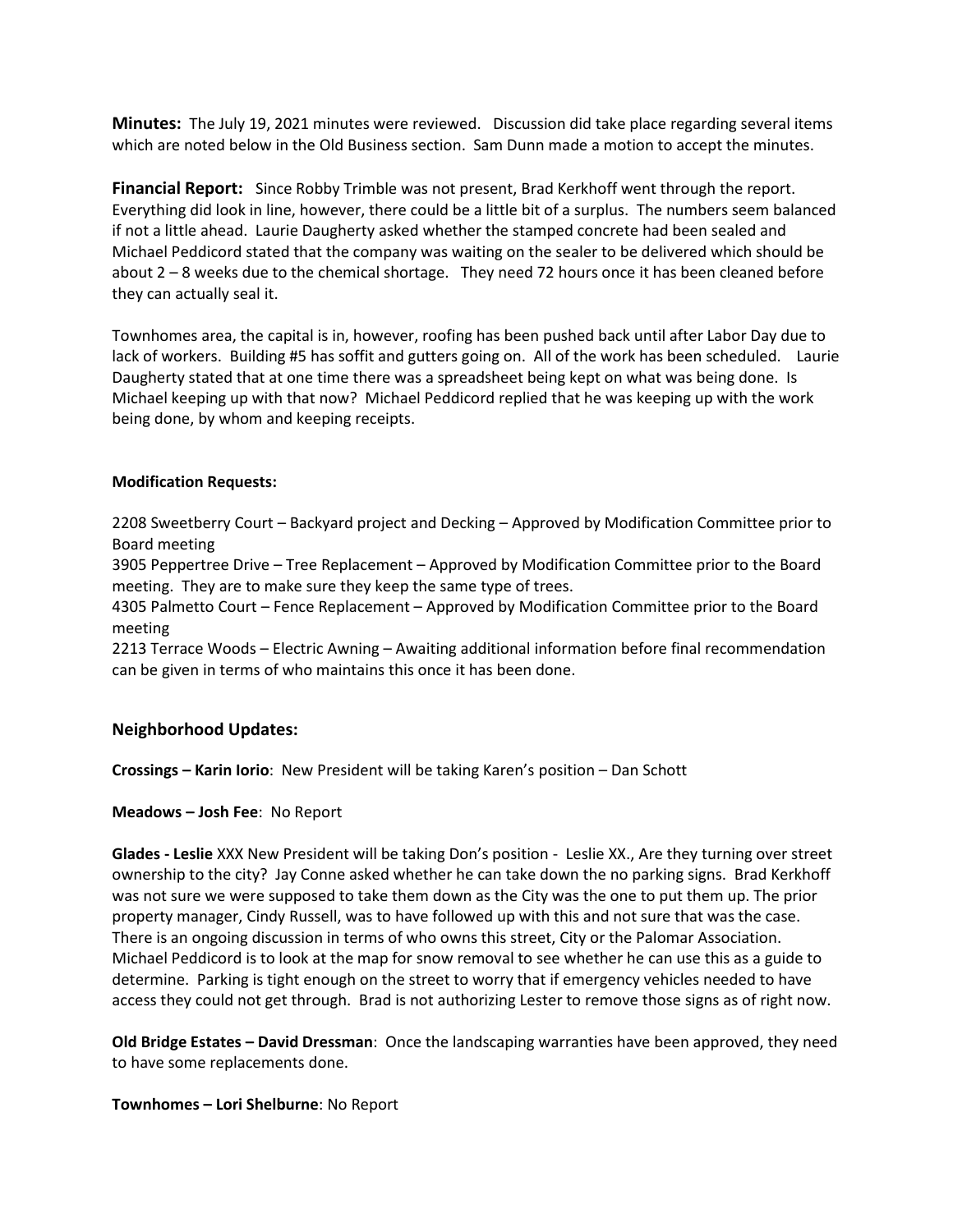**Minutes:** The July 19, 2021 minutes were reviewed. Discussion did take place regarding several items which are noted below in the Old Business section. Sam Dunn made a motion to accept the minutes.

**Financial Report:** Since Robby Trimble was not present, Brad Kerkhoff went through the report. Everything did look in line, however, there could be a little bit of a surplus. The numbers seem balanced if not a little ahead. Laurie Daugherty asked whether the stamped concrete had been sealed and Michael Peddicord stated that the company was waiting on the sealer to be delivered which should be about 2 – 8 weeks due to the chemical shortage. They need 72 hours once it has been cleaned before they can actually seal it.

Townhomes area, the capital is in, however, roofing has been pushed back until after Labor Day due to lack of workers. Building #5 has soffit and gutters going on. All of the work has been scheduled. Laurie Daugherty stated that at one time there was a spreadsheet being kept on what was being done. Is Michael keeping up with that now? Michael Peddicord replied that he was keeping up with the work being done, by whom and keeping receipts.

**Modification Requests:**

2208 Sweetberry Court – Backyard project and Decking – Approved by Modification Committee prior to Board meeting

3905 Peppertree Drive – Tree Replacement – Approved by Modification Committee prior to the Board meeting. They are to make sure they keep the same type of trees.

4305 Palmetto Court – Fence Replacement – Approved by Modification Committee prior to the Board meeting

2213 Terrace Woods – Electric Awning – Awaiting additional information before final recommendation can be given in terms of who maintains this once it has been done.

## Neighborhood Updates:

**Crossings – Karin Iorio**: New President will be taking Karen's position – Dan Schott

**Meadows – Josh Fee**: No Report

**Glades - Leslie** XXX New President will be taking Don's position - Leslie XX., Are they turning over street ownership to the city? Jay Conne asked whether he can take down the no parking signs. Brad Kerkhoff was not sure we were supposed to take them down as the City was the one to put them up. The prior property manager, Cindy Russell, was to have followed up with this and not sure that was the case. There is an ongoing discussion in terms of who owns this street, City or the Palomar Association. Michael Peddicord is to look at the map for snow removal to see whether he can use this as a guide to determine. Parking is tight enough on the street to worry that if emergency vehicles needed to have access they could not get through. Brad is not authorizing Lester to remove those signs as of right now.

**Old Bridge Estates – David Dressman**: Once the landscaping warranties have been approved, they need to have some replacements done.

**Townhomes – Lori Shelburne**: No Report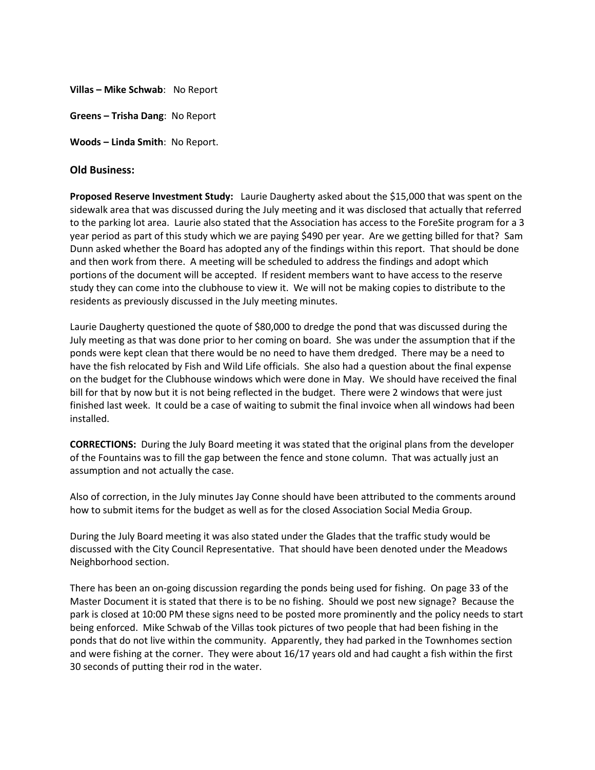**Villas – Mike Schwab**: No Report

**Greens – Trisha Dang**: No Report

**Woods – Linda Smith**: No Report.

### Old Business:

**Proposed Reserve Investment Study:** Laurie Daugherty asked about the $15,000 that was spent on the sidewalk area that was discussed during the July meeting and it was disclosed that actually that referred to the parking lot area. Laurie also stated that the Association has access to the ForeSite program for a 3 year period as part of this study which we are paying $490 per year. Are we getting billed for that? Sam Dunn asked whether the Board has adopted any of the findings within this report. That should be done and then work from there. A meeting will be scheduled to address the findings and adopt which portions of the document will be accepted. If resident members want to have access to the reserve study they can come into the clubhouse to view it. We will not be making copies to distribute to the residents as previously discussed in the July meeting minutes.

Laurie Daugherty questioned the quote of $80,000 to dredge the pond that was discussed during the July meeting as that was done prior to her coming on board. She was under the assumption that if the ponds were kept clean that there would be no need to have them dredged. There may be a need to have the fish relocated by Fish and Wild Life officials. She also had a question about the final expense on the budget for the Clubhouse windows which were done in May. We should have received the final bill for that by now but it is not being reflected in the budget. There were 2 windows that were just finished last week. It could be a case of waiting to submit the final invoice when all windows had been installed.

**CORRECTIONS:** During the July Board meeting it was stated that the original plans from the developer of the Fountains was to fill the gap between the fence and stone column. That was actually just an assumption and not actually the case.

Also of correction, in the July minutes Jay Conne should have been attributed to the comments around how to submit items for the budget as well as for the closed Association Social Media Group.

During the July Board meeting it was also stated under the Glades that the traffic study would be discussed with the City Council Representative. That should have been denoted under the Meadows Neighborhood section.

There has been an on-going discussion regarding the ponds being used for fishing. On page 33 of the Master Document it is stated that there is to be no fishing. Should we post new signage? Because the park is closed at 10:00 PM these signs need to be posted more prominently and the policy needs to start being enforced. Mike Schwab of the Villas took pictures of two people that had been fishing in the ponds that do not live within the community. Apparently, they had parked in the Townhomes section and were fishing at the corner. They were about 16/17 years old and had caught a fish within the first 30 seconds of putting their rod in the water.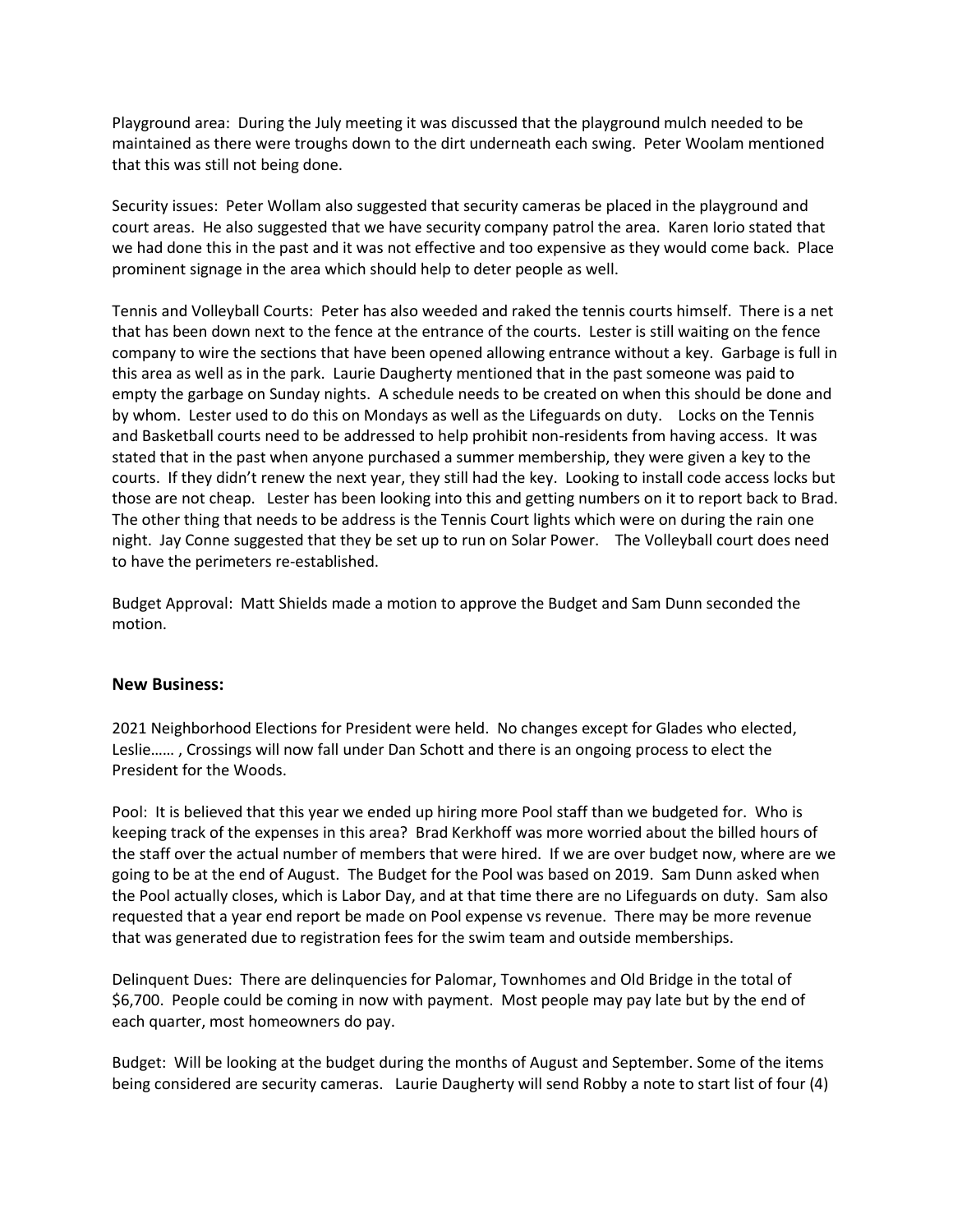Playground area: During the July meeting it was discussed that the playground mulch needed to be maintained as there were troughs down to the dirt underneath each swing. Peter Woolam mentioned that this was still not being done.

Security issues: Peter Wollam also suggested that security cameras be placed in the playground and court areas. He also suggested that we have security company patrol the area. Karen Iorio stated that we had done this in the past and it was not effective and too expensive as they would come back. Place prominent signage in the area which should help to deter people as well.

Tennis and Volleyball Courts: Peter has also weeded and raked the tennis courts himself. There is a net that has been down next to the fence at the entrance of the courts. Lester is still waiting on the fence company to wire the sections that have been opened allowing entrance without a key. Garbage is full in this area as well as in the park. Laurie Daugherty mentioned that in the past someone was paid to empty the garbage on Sunday nights. A schedule needs to be created on when this should be done and by whom. Lester used to do this on Mondays as well as the Lifeguards on duty. Locks on the Tennis and Basketball courts need to be addressed to help prohibit non-residents from having access. It was stated that in the past when anyone purchased a summer membership, they were given a key to the courts. If they didn't renew the next year, they still had the key. Looking to install code access locks but those are not cheap. Lester has been looking into this and getting numbers on it to report back to Brad. The other thing that needs to be address is the Tennis Court lights which were on during the rain one night. Jay Conne suggested that they be set up to run on Solar Power. The Volleyball court does need to have the perimeters re-established.

Budget Approval: Matt Shields made a motion to approve the Budget and Sam Dunn seconded the motion.

### New Business:

2021 Neighborhood Elections for President were held. No changes except for Glades who elected, Leslie…… , Crossings will now fall under Dan Schott and there is an ongoing process to elect the President for the Woods.

Pool: It is believed that this year we ended up hiring more Pool staff than we budgeted for. Who is keeping track of the expenses in this area? Brad Kerkhoff was more worried about the billed hours of the staff over the actual number of members that were hired. If we are over budget now, where are we going to be at the end of August. The Budget for the Pool was based on 2019. Sam Dunn asked when the Pool actually closes, which is Labor Day, and at that time there are no Lifeguards on duty. Sam also requested that a year end report be made on Pool expense vs revenue. There may be more revenue that was generated due to registration fees for the swim team and outside memberships.

Delinquent Dues: There are delinquencies for Palomar, Townhomes and Old Bridge in the total of $6,700. People could be coming in now with payment. Most people may pay late but by the end of each quarter, most homeowners do pay.

Budget: Will be looking at the budget during the months of August and September. Some of the items being considered are security cameras. Laurie Daugherty will send Robby a note to start list of four (4)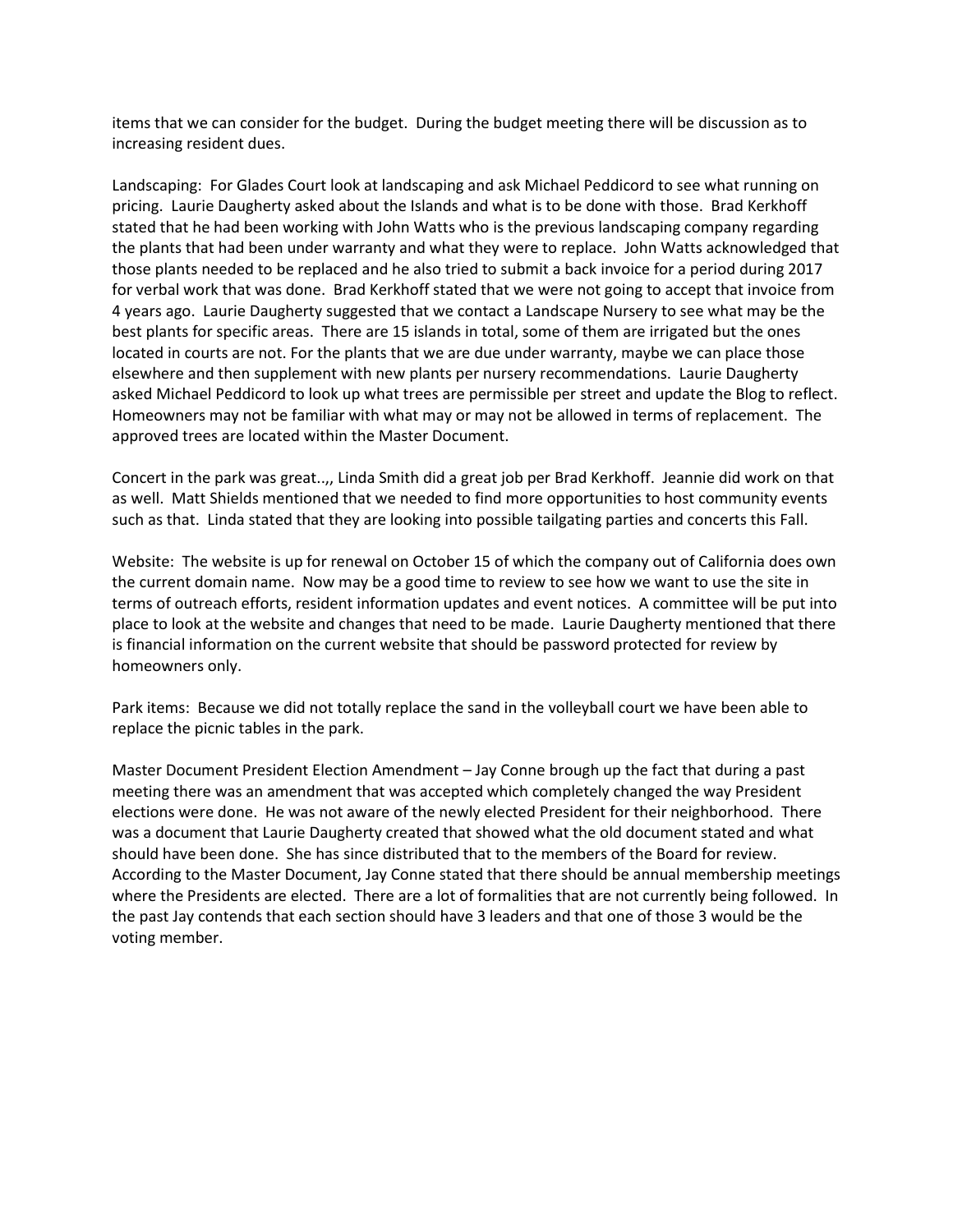items that we can consider for the budget. During the budget meeting there will be discussion as to increasing resident dues.

Landscaping: For Glades Court look at landscaping and ask Michael Peddicord to see what running on pricing. Laurie Daugherty asked about the Islands and what is to be done with those. Brad Kerkhoff stated that he had been working with John Watts who is the previous landscaping company regarding the plants that had been under warranty and what they were to replace. John Watts acknowledged that those plants needed to be replaced and he also tried to submit a back invoice for a period during 2017 for verbal work that was done. Brad Kerkhoff stated that we were not going to accept that invoice from 4 years ago. Laurie Daugherty suggested that we contact a Landscape Nursery to see what may be the best plants for specific areas. There are 15 islands in total, some of them are irrigated but the ones located in courts are not. For the plants that we are due under warranty, maybe we can place those elsewhere and then supplement with new plants per nursery recommendations. Laurie Daugherty asked Michael Peddicord to look up what trees are permissible per street and update the Blog to reflect. Homeowners may not be familiar with what may or may not be allowed in terms of replacement. The approved trees are located within the Master Document.

Concert in the park was great..,, Linda Smith did a great job per Brad Kerkhoff. Jeannie did work on that as well. Matt Shields mentioned that we needed to find more opportunities to host community events such as that. Linda stated that they are looking into possible tailgating parties and concerts this Fall.

Website: The website is up for renewal on October 15 of which the company out of California does own the current domain name. Now may be a good time to review to see how we want to use the site in terms of outreach efforts, resident information updates and event notices. A committee will be put into place to look at the website and changes that need to be made. Laurie Daugherty mentioned that there is financial information on the current website that should be password protected for review by homeowners only.

Park items: Because we did not totally replace the sand in the volleyball court we have been able to replace the picnic tables in the park.

Master Document President Election Amendment – Jay Conne brough up the fact that during a past meeting there was an amendment that was accepted which completely changed the way President elections were done. He was not aware of the newly elected President for their neighborhood. There was a document that Laurie Daugherty created that showed what the old document stated and what should have been done. She has since distributed that to the members of the Board for review. According to the Master Document, Jay Conne stated that there should be annual membership meetings where the Presidents are elected. There are a lot of formalities that are not currently being followed. In the past Jay contends that each section should have 3 leaders and that one of those 3 would be the voting member.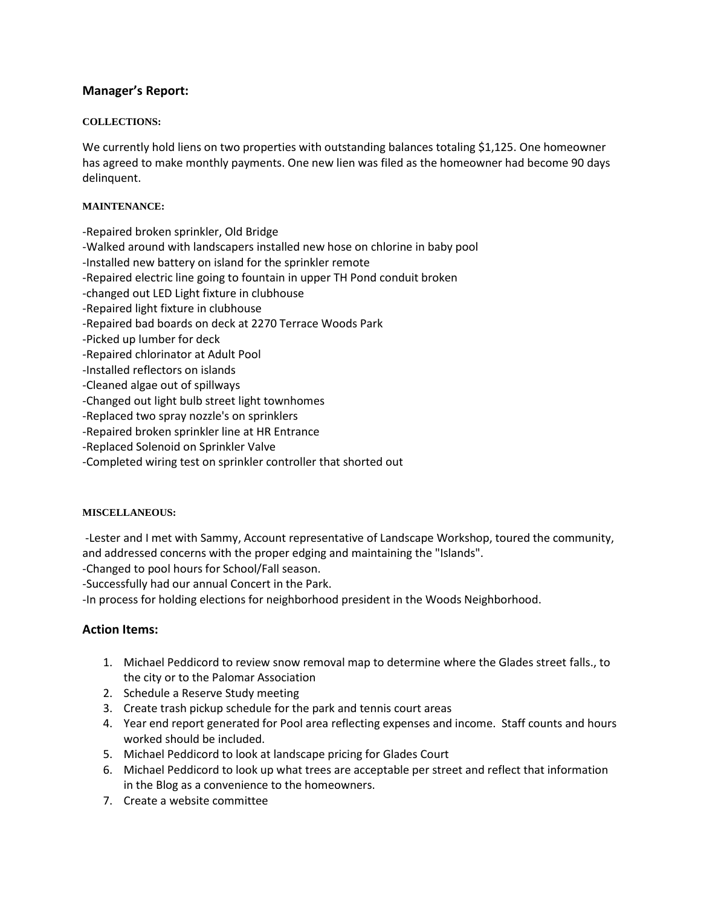## Manager's Report:

#### COLLECTIONS:

We currently hold liens on two properties with outstanding balances totaling $1,125. One homeowner has agreed to make monthly payments. One new lien was filed as the homeowner had become 90 days delinquent.

#### MAINTENANCE:

-Repaired broken sprinkler, Old Bridge
-Walked around with landscapers installed new hose on chlorine in baby pool
-Installed new battery on island for the sprinkler remote
-Repaired electric line going to fountain in upper TH Pond conduit broken
-changed out LED Light fixture in clubhouse
-Repaired light fixture in clubhouse
-Repaired bad boards on deck at 2270 Terrace Woods Park
-Picked up lumber for deck
-Repaired chlorinator at Adult Pool
-Installed reflectors on islands
-Cleaned algae out of spillways
-Changed out light bulb street light townhomes
-Replaced two spray nozzle's on sprinklers
-Repaired broken sprinkler line at HR Entrance
-Replaced Solenoid on Sprinkler Valve
-Completed wiring test on sprinkler controller that shorted out

#### MISCELLANEOUS:

-Lester and I met with Sammy, Account representative of Landscape Workshop, toured the community, and addressed concerns with the proper edging and maintaining the "Islands".
-Changed to pool hours for School/Fall season.
-Successfully had our annual Concert in the Park.
-In process for holding elections for neighborhood president in the Woods Neighborhood.

## Action Items:

1. Michael Peddicord to review snow removal map to determine where the Glades street falls., to the city or to the Palomar Association
2. Schedule a Reserve Study meeting
3. Create trash pickup schedule for the park and tennis court areas
4. Year end report generated for Pool area reflecting expenses and income. Staff counts and hours worked should be included.
5. Michael Peddicord to look at landscape pricing for Glades Court
6. Michael Peddicord to look up what trees are acceptable per street and reflect that information in the Blog as a convenience to the homeowners.
7. Create a website committee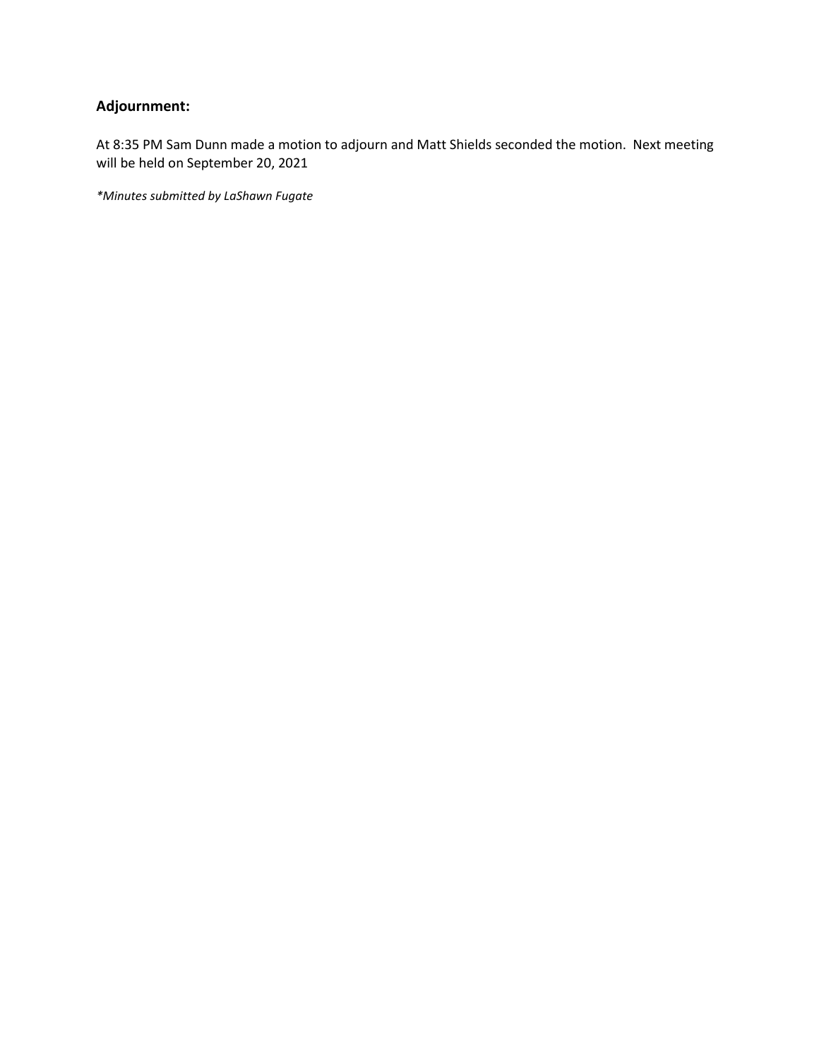## Adjournment:

At 8:35 PM Sam Dunn made a motion to adjourn and Matt Shields seconded the motion. Next meeting will be held on September 20, 2021

*\*Minutes submitted by LaShawn Fugate*